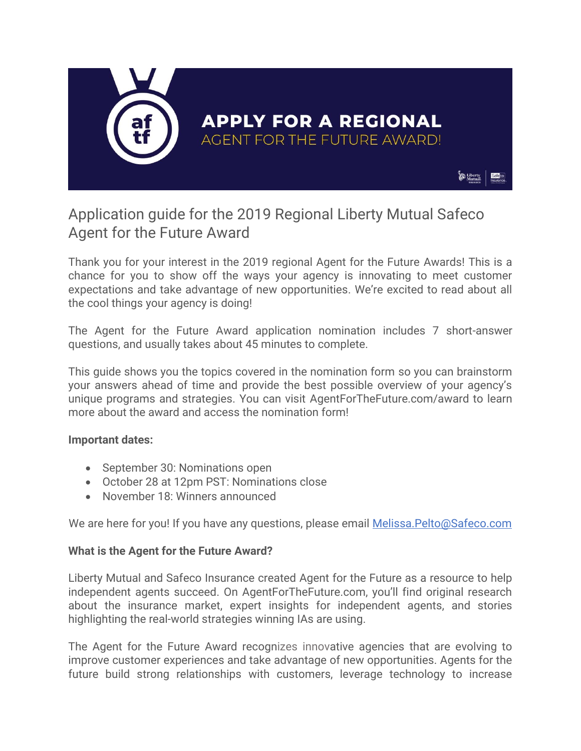# APPLY FOR A REGIONAL AGENT FOR THE FUTURE AWARD!

## Application guide for the 2019 Regional Liberty Mutual Safeco Agent for the Future Award

Thank you for your interest in the 2019 regional Agent for the Future Awards! This is a chance for you to show off the ways your agency is innovating to meet customer expectations and take advantage of new opportunities. We're excited to read about all the cool things your agency is doing!

The Agent for the Future Award application nomination includes 7 short-answer questions, and usually takes about 45 minutes to complete.

This guide shows you the topics covered in the nomination form so you can brainstorm your answers ahead of time and provide the best possible overview of your agency's unique programs and strategies. You can visit AgentForTheFuture.com/award to learn more about the award and access the nomination form!

**Important dates:**

- September 30: Nominations open
- October 28 at 12pm PST: Nominations close
- November 18: Winners announced

We are here for you! If you have any questions, please email Melissa.Pelto@Safeco.com

**What is the Agent for the Future Award?**

Liberty Mutual and Safeco Insurance created Agent for the Future as a resource to help independent agents succeed. On AgentForTheFuture.com, you'll find original research about the insurance market, expert insights for independent agents, and stories highlighting the real-world strategies winning IAs are using.

The Agent for the Future Award recognizes innovative agencies that are evolving to improve customer experiences and take advantage of new opportunities. Agents for the future build strong relationships with customers, leverage technology to increase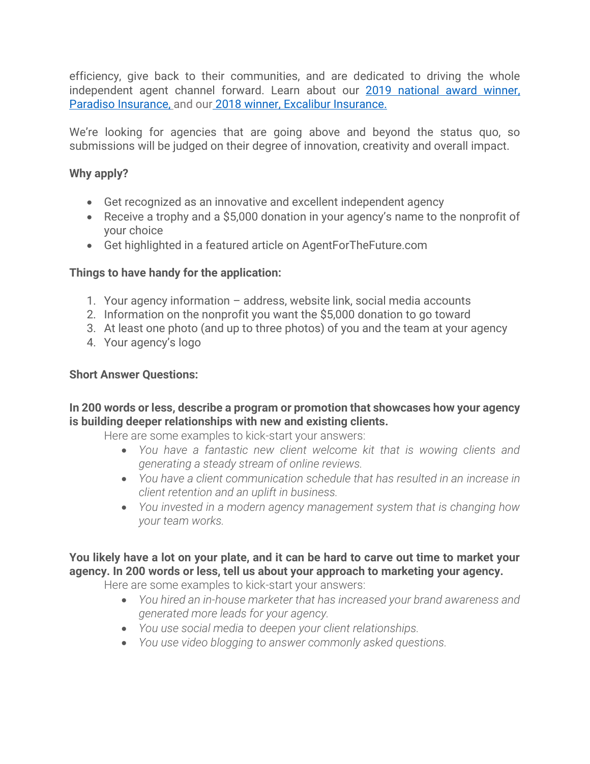efficiency, give back to their communities, and are dedicated to driving the whole independent agent channel forward. Learn about our [2019 national award winner, Paradiso Insurance,]() and our [2018 winner, Excalibur Insurance.]()

We're looking for agencies that are going above and beyond the status quo, so submissions will be judged on their degree of innovation, creativity and overall impact.

**Why apply?**

- Get recognized as an innovative and excellent independent agency
- Receive a trophy and a $5,000 donation in your agency's name to the nonprofit of your choice
- Get highlighted in a featured article on AgentForTheFuture.com

**Things to have handy for the application:**

1. Your agency information – address, website link, social media accounts
2. Information on the nonprofit you want the $5,000 donation to go toward
3. At least one photo (and up to three photos) of you and the team at your agency
4. Your agency's logo

**Short Answer Questions:**

**In 200 words or less, describe a program or promotion that showcases how your agency is building deeper relationships with new and existing clients.**

Here are some examples to kick-start your answers:

- *You have a fantastic new client welcome kit that is wowing clients and generating a steady stream of online reviews.*
- *You have a client communication schedule that has resulted in an increase in client retention and an uplift in business.*
- *You invested in a modern agency management system that is changing how your team works.*

**You likely have a lot on your plate, and it can be hard to carve out time to market your agency. In 200 words or less, tell us about your approach to marketing your agency.**

Here are some examples to kick-start your answers:

- *You hired an in-house marketer that has increased your brand awareness and generated more leads for your agency.*
- *You use social media to deepen your client relationships.*
- *You use video blogging to answer commonly asked questions.*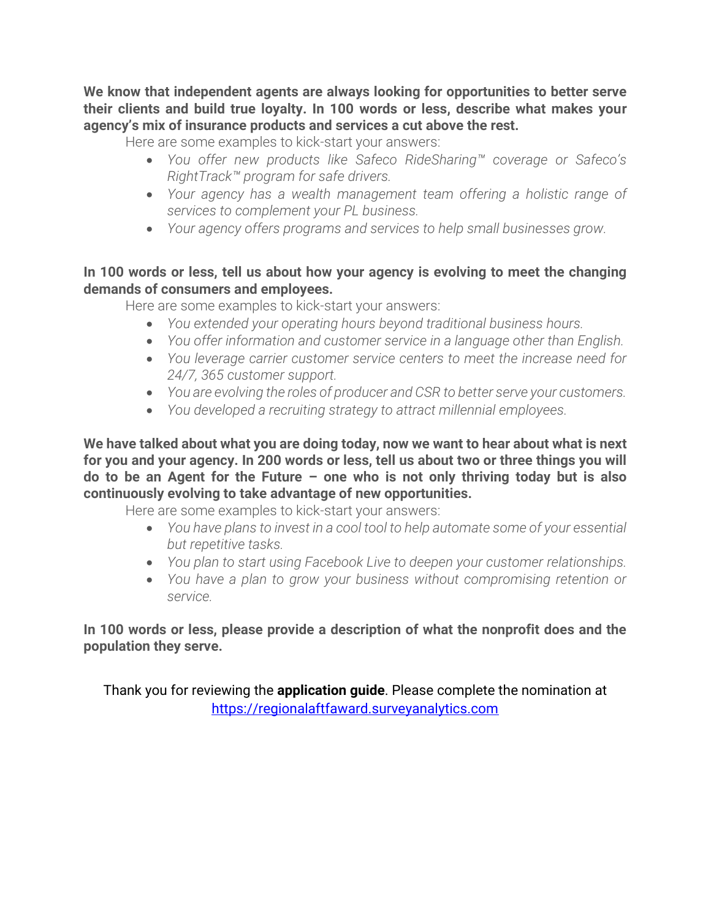**We know that independent agents are always looking for opportunities to better serve their clients and build true loyalty. In 100 words or less, describe what makes your agency's mix of insurance products and services a cut above the rest.**

Here are some examples to kick-start your answers:

- *You offer new products like Safeco RideSharing™ coverage or Safeco's RightTrack™ program for safe drivers.*
- *Your agency has a wealth management team offering a holistic range of services to complement your PL business.*
- *Your agency offers programs and services to help small businesses grow.*

**In 100 words or less, tell us about how your agency is evolving to meet the changing demands of consumers and employees.**

Here are some examples to kick-start your answers:

- *You extended your operating hours beyond traditional business hours.*
- *You offer information and customer service in a language other than English.*
- *You leverage carrier customer service centers to meet the increase need for 24/7, 365 customer support.*
- *You are evolving the roles of producer and CSR to better serve your customers.*
- *You developed a recruiting strategy to attract millennial employees.*

**We have talked about what you are doing today, now we want to hear about what is next for you and your agency. In 200 words or less, tell us about two or three things you will do to be an Agent for the Future – one who is not only thriving today but is also continuously evolving to take advantage of new opportunities.**

Here are some examples to kick-start your answers:

- *You have plans to invest in a cool tool to help automate some of your essential but repetitive tasks.*
- *You plan to start using Facebook Live to deepen your customer relationships.*
- *You have a plan to grow your business without compromising retention or service.*

**In 100 words or less, please provide a description of what the nonprofit does and the population they serve.**

Thank you for reviewing the **application guide**. Please complete the nomination at [https://regionalaftfaward.surveyanalytics.com](https://regionalaftfaward.surveyanalytics.com)